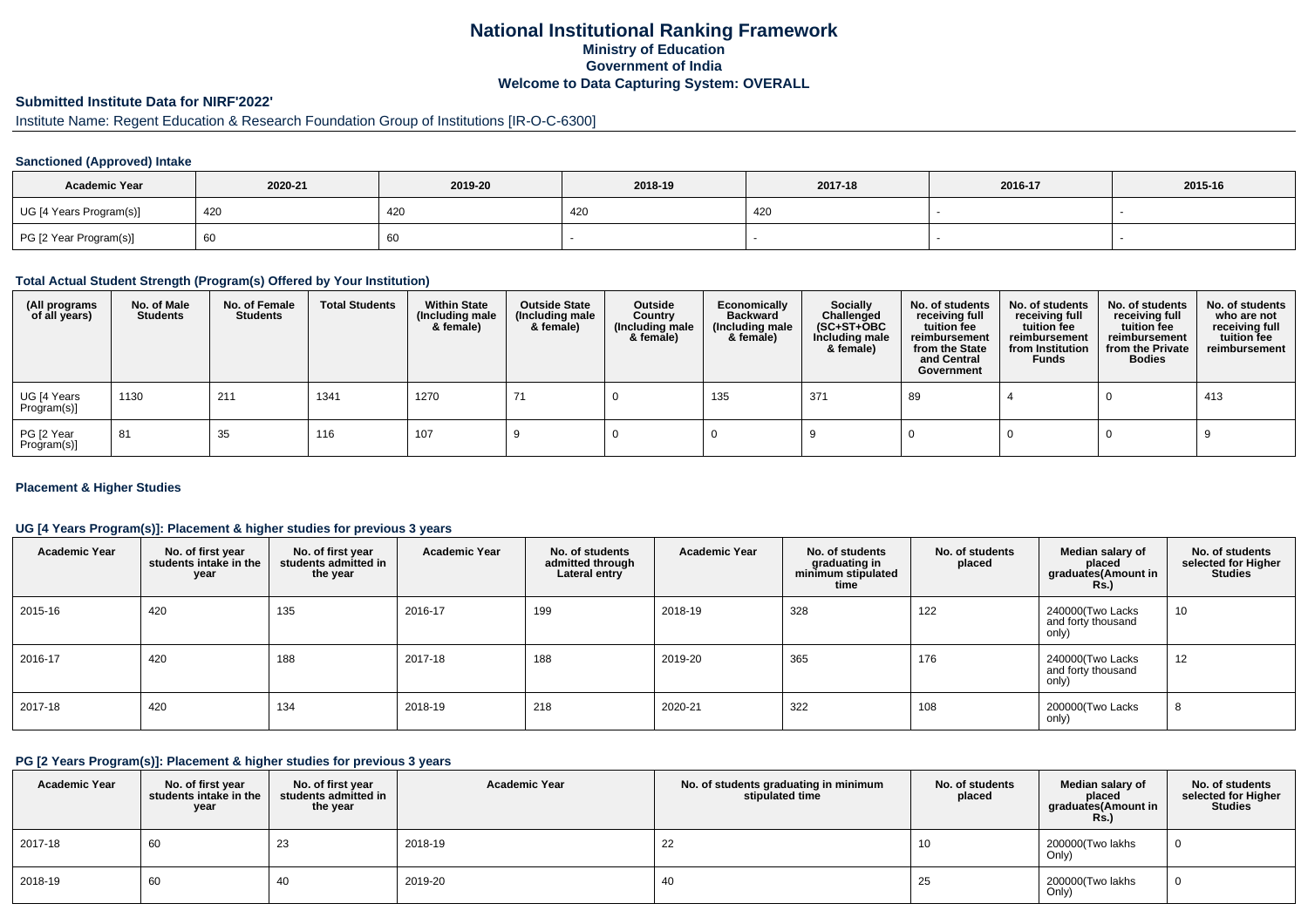# National Institutional Ranking Framework
## Ministry of Education
## Government of India
## Welcome to Data Capturing System: OVERALL

### Submitted Institute Data for NIRF'2022'

Institute Name: Regent Education & Research Foundation Group of Institutions [IR-O-C-6300]

#### Sanctioned (Approved) Intake

| Academic Year | 2020-21 | 2019-20 | 2018-19 | 2017-18 | 2016-17 | 2015-16 |
|---|---|---|---|---|---|---|
| UG [4 Years Program(s)] | 420 | 420 | 420 | 420 | - | - |
| PG [2 Year Program(s)] | 60 | 60 | - | - | - | - |

#### Total Actual Student Strength (Program(s) Offered by Your Institution)

| (All programs of all years) | No. of Male Students | No. of Female Students | Total Students | Within State (Including male & female) | Outside State (Including male & female) | Outside Country (Including male & female) | Economically Backward (Including male & female) | Socially Challenged (SC+ST+OBC Including male & female) | No. of students receiving full tuition fee reimbursement from the State and Central Government | No. of students receiving full tuition fee reimbursement from Institution Funds | No. of students receiving full tuition fee reimbursement from the Private Bodies | No. of students who are not receiving full tuition fee reimbursement |
|---|---|---|---|---|---|---|---|---|---|---|---|---|
| UG [4 Years Program(s)] | 1130 | 211 | 1341 | 1270 | 71 | 0 | 135 | 371 | 89 | 4 | 0 | 413 |
| PG [2 Year Program(s)] | 81 | 35 | 116 | 107 | 9 | 0 | 0 | 9 | 0 | 0 | 0 | 9 |

#### Placement & Higher Studies

#### UG [4 Years Program(s)]: Placement & higher studies for previous 3 years

| Academic Year | No. of first year students intake in the year | No. of first year students admitted in the year | Academic Year | No. of students admitted through Lateral entry | Academic Year | No. of students graduating in minimum stipulated time | No. of students placed | Median salary of placed graduates(Amount in Rs.) | No. of students selected for Higher Studies |
|---|---|---|---|---|---|---|---|---|---|
| 2015-16 | 420 | 135 | 2016-17 | 199 | 2018-19 | 328 | 122 | 240000(Two Lacks and forty thousand only) | 10 |
| 2016-17 | 420 | 188 | 2017-18 | 188 | 2019-20 | 365 | 176 | 240000(Two Lacks and forty thousand only) | 12 |
| 2017-18 | 420 | 134 | 2018-19 | 218 | 2020-21 | 322 | 108 | 200000(Two Lacks only) | 8 |

#### PG [2 Years Program(s)]: Placement & higher studies for previous 3 years

| Academic Year | No. of first year students intake in the year | No. of first year students admitted in the year | Academic Year | No. of students graduating in minimum stipulated time | No. of students placed | Median salary of placed graduates(Amount in Rs.) | No. of students selected for Higher Studies |
|---|---|---|---|---|---|---|---|
| 2017-18 | 60 | 23 | 2018-19 | 22 | 10 | 200000(Two lakhs Only) | 0 |
| 2018-19 | 60 | 40 | 2019-20 | 40 | 25 | 200000(Two lakhs Only) | 0 |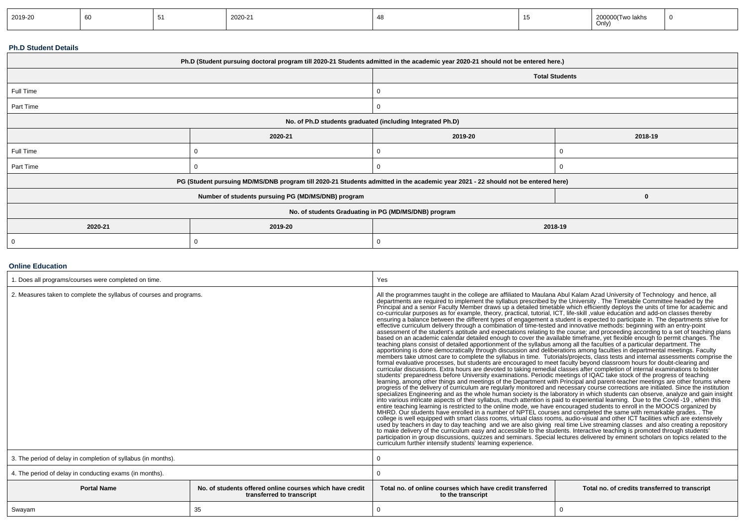| 2019-20 | 60 | 51 | 2020-21 | 48 | 15 | 200000(Two lakhs Only) | 0 |
|---|---|---|---|---|---|---|---|

**Ph.D Student Details**

| Ph.D (Student pursuing doctoral program till 2020-21 Students admitted in the academic year 2020-21 should not be entered here.) | |
|---|---|
| | Total Students |
| Full Time | 0 |
| Part Time | 0 |

| No. of Ph.D students graduated (including Integrated Ph.D) | | | |
|---|---|---|---|
| | 2020-21 | 2019-20 | 2018-19 |
| Full Time | 0 | 0 | 0 |
| Part Time | 0 | 0 | 0 |

| PG (Student pursuing MD/MS/DNB program till 2020-21 Students admitted in the academic year 2021 - 22 should not be entered here) | |
|---|---|
| Number of students pursuing PG (MD/MS/DNB) program | 0 |

| No. of students Graduating in PG (MD/MS/DNB) program | | |
|---|---|---|
| 2020-21 | 2019-20 | 2018-19 |
| 0 | 0 | 0 |

**Online Education**

| | |
|---|---|
| 1. Does all programs/courses were completed on time. | Yes |
| 2. Measures taken to complete the syllabus of courses and programs. | All the programmes taught in the college are affiliated to Maulana Abul Kalam Azad University of Technology and hence, all departments are required to implement the syllabus prescribed by the University . The Timetable Committee headed by the Principal and a senior Faculty Member draws up a detailed timetable which efficiently deploys the units of time for academic and co-curricular purposes as for example, theory, practical, tutorial, ICT, life-skill ,value education and add-on classes thereby ensuring a balance between the different types of engagement a student is expected to participate in. The departments strive for effective curriculum delivery through a combination of time-tested and innovative methods: beginning with an entry-point assessment of the student's aptitude and expectations relating to the course; and proceeding according to a set of teaching plans based on an academic calendar detailed enough to cover the available timeframe, yet flexible enough to permit changes. The teaching plans consist of detailed apportionment of the syllabus among all the faculties of a particular department. The apportioning is done democratically through discussion and deliberations among faculties in departmental meetings. Faculty members take utmost care to complete the syllabus in time. Tutorials/projects, class tests and internal assessments comprise the formal evaluative processes, but students are encouraged to meet faculty beyond classroom hours for doubt-clearing and curricular discussions. Extra hours are devoted to taking remedial classes after completion of internal examinations to bolster students' preparedness before University examinations. Periodic meetings of IQAC take stock of the progress of teaching learning, among other things and meetings of the Department with Principal and parent-teacher meetings are other forums where progress of the delivery of curriculum are regularly monitored and necessary course corrections are initiated. Since the institution specializes Engineering and as the whole human society is the laboratory in which students can observe, analyze and gain insight into various intricate aspects of their syllabus, much attention is paid to experiential learning. Due to the Covid -19 , when this entire teaching learning is restricted to the online mode, we have encouraged students to enroll in the MOOCS organized by MHRD. Our students have enrolled in a number of NPTEL courses and completed the same with remarkable grades. . The college is well equipped with smart class rooms, virtual class rooms, audio-visual and other ICT facilities which are extensively used by teachers in day to day teaching and we are also giving real time Live streaming classes and also creating a repository to make delivery of the curriculum easy and accessible to the students. Interactive teaching is promoted through students' participation in group discussions, quizzes and seminars. Special lectures delivered by eminent scholars on topics related to the curriculum further intensify students' learning experience. |
| 3. The period of delay in completion of syllabus (in months). | 0 |
| 4. The period of delay in conducting exams (in months). | 0 |

| Portal Name | No. of students offered online courses which have credit transferred to transcript | Total no. of online courses which have credit transferred to the transcript | Total no. of credits transferred to transcript |
|---|---|---|---|
| Swayam | 35 | 0 | 0 |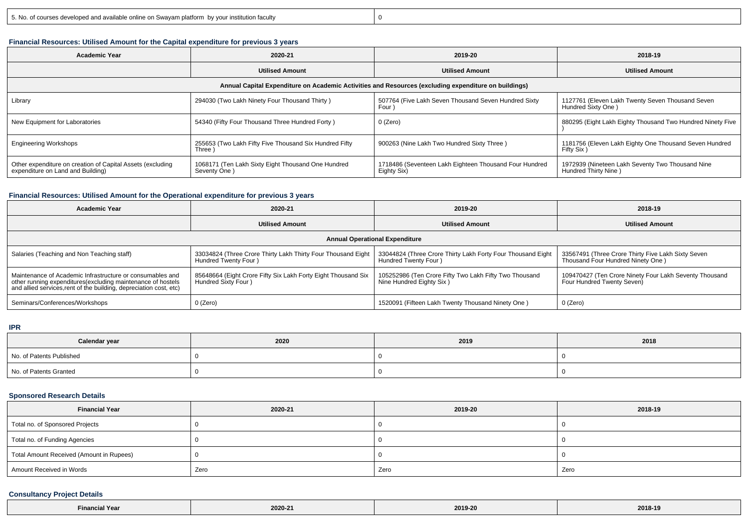| 5. No. of courses developed and available online on Swayam platform by your institution faculty | 0 |
|---|---|

### Financial Resources: Utilised Amount for the Capital expenditure for previous 3 years

| Academic Year | 2020-21 | 2019-20 | 2018-19 |
|---|---|---|---|
| | Utilised Amount | Utilised Amount | Utilised Amount |
| Annual Capital Expenditure on Academic Activities and Resources (excluding expenditure on buildings) | | | |
| Library | 294030 (Two Lakh Ninety Four Thousand Thirty ) | 507764 (Five Lakh Seven Thousand Seven Hundred Sixty Four ) | 1127761 (Eleven Lakh Twenty Seven Thousand Seven Hundred Sixty One ) |
| New Equipment for Laboratories | 54340 (Fifty Four Thousand Three Hundred Forty ) | 0 (Zero) | 880295 (Eight Lakh Eighty Thousand Two Hundred Ninety Five ) |
| Engineering Workshops | 255653 (Two Lakh Fifty Five Thousand Six Hundred Fifty Three ) | 900263 (Nine Lakh Two Hundred Sixty Three ) | 1181756 (Eleven Lakh Eighty One Thousand Seven Hundred Fifty Six ) |
| Other expenditure on creation of Capital Assets (excluding expenditure on Land and Building) | 1068171 (Ten Lakh Sixty Eight Thousand One Hundred Seventy One ) | 1718486 (Seventeen Lakh Eighteen Thousand Four Hundred Eighty Six) | 1972939 (Nineteen Lakh Seventy Two Thousand Nine Hundred Thirty Nine ) |

### Financial Resources: Utilised Amount for the Operational expenditure for previous 3 years

| Academic Year | 2020-21 | 2019-20 | 2018-19 |
|---|---|---|---|
| | Utilised Amount | Utilised Amount | Utilised Amount |
| Annual Operational Expenditure | | | |
| Salaries (Teaching and Non Teaching staff) | 33034824 (Three Crore Thirty Lakh Thirty Four Thousand Eight Hundred Twenty Four ) | 33044824 (Three Crore Thirty Lakh Forty Four Thousand Eight Hundred Twenty Four ) | 33567491 (Three Crore Thirty Five Lakh Sixty Seven Thousand Four Hundred Ninety One ) |
| Maintenance of Academic Infrastructure or consumables and other running expenditures(excluding maintenance of hostels and allied services,rent of the building, depreciation cost, etc) | 85648664 (Eight Crore Fifty Six Lakh Forty Eight Thousand Six Hundred Sixty Four ) | 105252986 (Ten Crore Fifty Two Lakh Fifty Two Thousand Nine Hundred Eighty Six ) | 109470427 (Ten Crore Ninety Four Lakh Seventy Thousand Four Hundred Twenty Seven) |
| Seminars/Conferences/Workshops | 0 (Zero) | 1520091 (Fifteen Lakh Twenty Thousand Ninety One ) | 0 (Zero) |

### IPR

| Calendar year | 2020 | 2019 | 2018 |
|---|---|---|---|
| No. of Patents Published | 0 | 0 | 0 |
| No. of Patents Granted | 0 | 0 | 0 |

### Sponsored Research Details

| Financial Year | 2020-21 | 2019-20 | 2018-19 |
|---|---|---|---|
| Total no. of Sponsored Projects | 0 | 0 | 0 |
| Total no. of Funding Agencies | 0 | 0 | 0 |
| Total Amount Received (Amount in Rupees) | 0 | 0 | 0 |
| Amount Received in Words | Zero | Zero | Zero |

### Consultancy Project Details

| Financial Year | 2020-21 | 2019-20 | 2018-19 |
|---|---|---|---|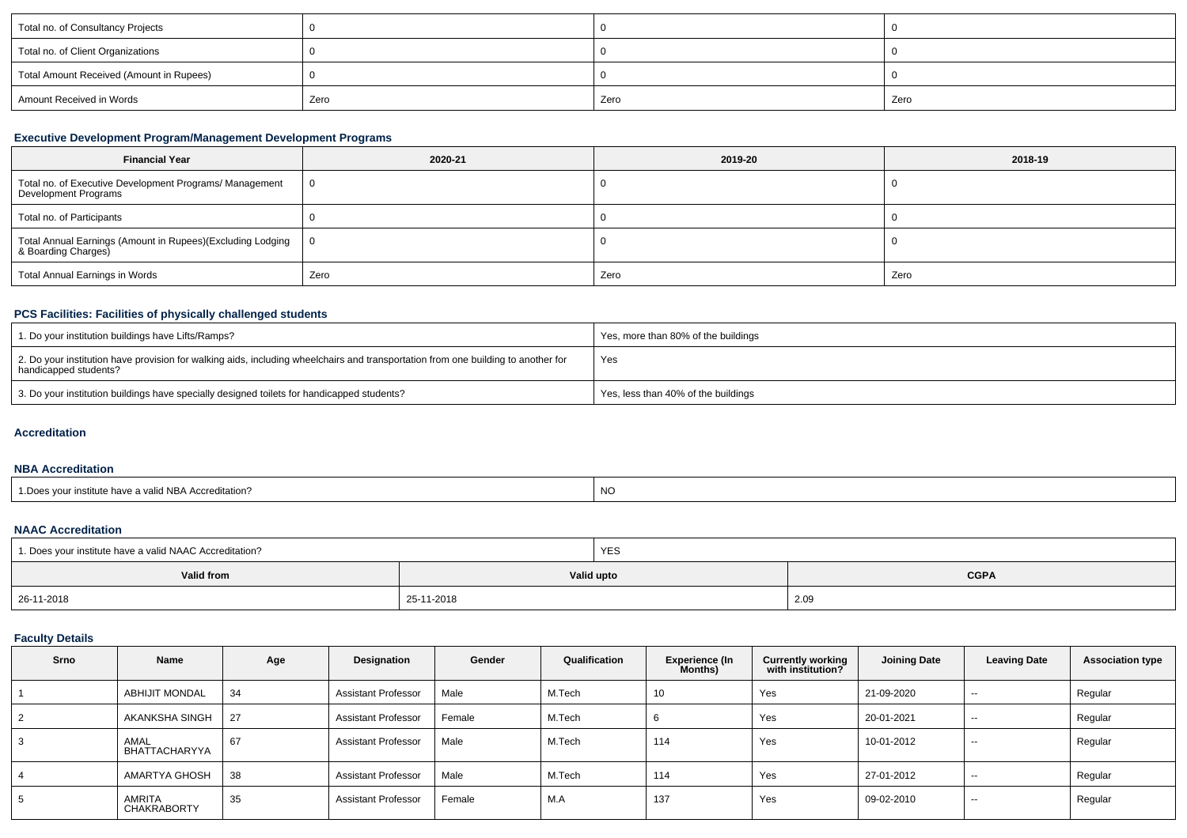| Total no. of Consultancy Projects | 0 | 0 | 0 |
|---|---|---|---|
| Total no. of Client Organizations | 0 | 0 | 0 |
| Total Amount Received (Amount in Rupees) | 0 | 0 | 0 |
| Amount Received in Words | Zero | Zero | Zero |

### Executive Development Program/Management Development Programs

| Financial Year | 2020-21 | 2019-20 | 2018-19 |
|---|---|---|---|
| Total no. of Executive Development Programs/ Management Development Programs | 0 | 0 | 0 |
| Total no. of Participants | 0 | 0 | 0 |
| Total Annual Earnings (Amount in Rupees)(Excluding Lodging & Boarding Charges) | 0 | 0 | 0 |
| Total Annual Earnings in Words | Zero | Zero | Zero |

### PCS Facilities: Facilities of physically challenged students

| 1. Do your institution buildings have Lifts/Ramps? | Yes, more than 80% of the buildings |
|---|---|
| 2. Do your institution have provision for walking aids, including wheelchairs and transportation from one building to another for handicapped students? | Yes |
| 3. Do your institution buildings have specially designed toilets for handicapped students? | Yes, less than 40% of the buildings |

### Accreditation

### NBA Accreditation

| 1.Does your institute have a valid NBA Accreditation? | NO |
|---|---|

### NAAC Accreditation

| 1. Does your institute have a valid NAAC Accreditation? | YES | |
|---|---|---|
| **Valid from** | **Valid upto** | **CGPA** |
| 26-11-2018 | 25-11-2018 | 2.09 |

### Faculty Details

| Srno | Name | Age | Designation | Gender | Qualification | Experience (In Months) | Currently working with institution? | Joining Date | Leaving Date | Association type |
|---|---|---|---|---|---|---|---|---|---|---|
| 1 | ABHIJIT MONDAL | 34 | Assistant Professor | Male | M.Tech | 10 | Yes | 21-09-2020 | -- | Regular |
| 2 | AKANKSHA SINGH | 27 | Assistant Professor | Female | M.Tech | 6 | Yes | 20-01-2021 | -- | Regular |
| 3 | AMAL BHATTACHARYYA | 67 | Assistant Professor | Male | M.Tech | 114 | Yes | 10-01-2012 | -- | Regular |
| 4 | AMARTYA GHOSH | 38 | Assistant Professor | Male | M.Tech | 114 | Yes | 27-01-2012 | -- | Regular |
| 5 | AMRITA CHAKRABORTY | 35 | Assistant Professor | Female | M.A | 137 | Yes | 09-02-2010 | -- | Regular |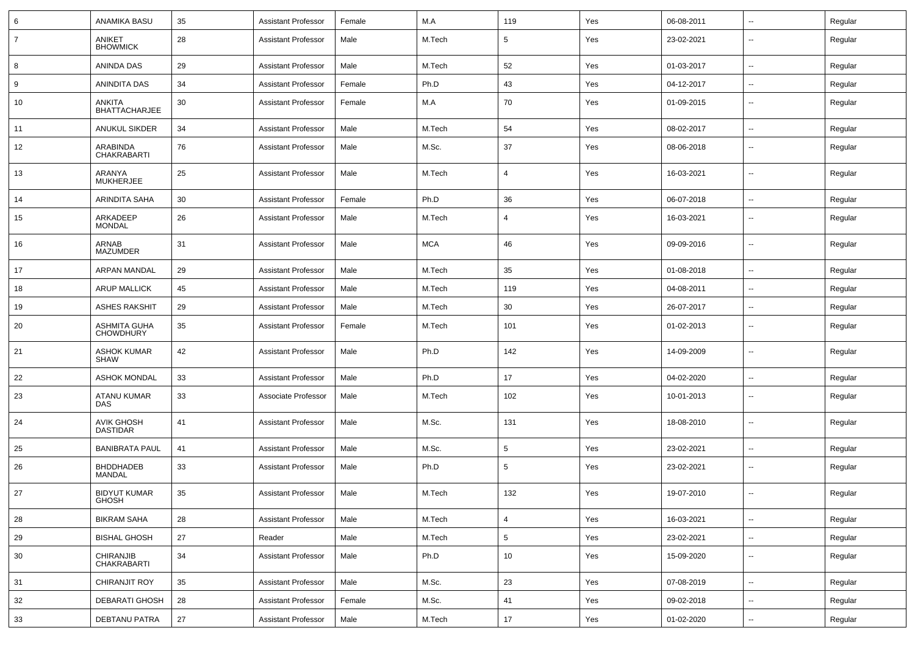| 6 | ANAMIKA BASU | 35 | Assistant Professor | Female | M.A | 119 | Yes | 06-08-2011 | -- | Regular |
|---|---|---|---|---|---|---|---|---|---|---|
| 7 | ANIKET BHOWMICK | 28 | Assistant Professor | Male | M.Tech | 5 | Yes | 23-02-2021 | -- | Regular |
| 8 | ANINDA DAS | 29 | Assistant Professor | Male | M.Tech | 52 | Yes | 01-03-2017 | -- | Regular |
| 9 | ANINDITA DAS | 34 | Assistant Professor | Female | Ph.D | 43 | Yes | 04-12-2017 | -- | Regular |
| 10 | ANKITA BHATTACHARJEE | 30 | Assistant Professor | Female | M.A | 70 | Yes | 01-09-2015 | -- | Regular |
| 11 | ANUKUL SIKDER | 34 | Assistant Professor | Male | M.Tech | 54 | Yes | 08-02-2017 | -- | Regular |
| 12 | ARABINDA CHAKRABARTI | 76 | Assistant Professor | Male | M.Sc. | 37 | Yes | 08-06-2018 | -- | Regular |
| 13 | ARANYA MUKHERJEE | 25 | Assistant Professor | Male | M.Tech | 4 | Yes | 16-03-2021 | -- | Regular |
| 14 | ARINDITA SAHA | 30 | Assistant Professor | Female | Ph.D | 36 | Yes | 06-07-2018 | -- | Regular |
| 15 | ARKADEEP MONDAL | 26 | Assistant Professor | Male | M.Tech | 4 | Yes | 16-03-2021 | -- | Regular |
| 16 | ARNAB MAZUMDER | 31 | Assistant Professor | Male | MCA | 46 | Yes | 09-09-2016 | -- | Regular |
| 17 | ARPAN MANDAL | 29 | Assistant Professor | Male | M.Tech | 35 | Yes | 01-08-2018 | -- | Regular |
| 18 | ARUP MALLICK | 45 | Assistant Professor | Male | M.Tech | 119 | Yes | 04-08-2011 | -- | Regular |
| 19 | ASHES RAKSHIT | 29 | Assistant Professor | Male | M.Tech | 30 | Yes | 26-07-2017 | -- | Regular |
| 20 | ASHMITA GUHA CHOWDHURY | 35 | Assistant Professor | Female | M.Tech | 101 | Yes | 01-02-2013 | -- | Regular |
| 21 | ASHOK KUMAR SHAW | 42 | Assistant Professor | Male | Ph.D | 142 | Yes | 14-09-2009 | -- | Regular |
| 22 | ASHOK MONDAL | 33 | Assistant Professor | Male | Ph.D | 17 | Yes | 04-02-2020 | -- | Regular |
| 23 | ATANU KUMAR DAS | 33 | Associate Professor | Male | M.Tech | 102 | Yes | 10-01-2013 | -- | Regular |
| 24 | AVIK GHOSH DASTIDAR | 41 | Assistant Professor | Male | M.Sc. | 131 | Yes | 18-08-2010 | -- | Regular |
| 25 | BANIBRATA PAUL | 41 | Assistant Professor | Male | M.Sc. | 5 | Yes | 23-02-2021 | -- | Regular |
| 26 | BHDDHADEB MANDAL | 33 | Assistant Professor | Male | Ph.D | 5 | Yes | 23-02-2021 | -- | Regular |
| 27 | BIDYUT KUMAR GHOSH | 35 | Assistant Professor | Male | M.Tech | 132 | Yes | 19-07-2010 | -- | Regular |
| 28 | BIKRAM SAHA | 28 | Assistant Professor | Male | M.Tech | 4 | Yes | 16-03-2021 | -- | Regular |
| 29 | BISHAL GHOSH | 27 | Reader | Male | M.Tech | 5 | Yes | 23-02-2021 | -- | Regular |
| 30 | CHIRANJIB CHAKRABARTI | 34 | Assistant Professor | Male | Ph.D | 10 | Yes | 15-09-2020 | -- | Regular |
| 31 | CHIRANJIT ROY | 35 | Assistant Professor | Male | M.Sc. | 23 | Yes | 07-08-2019 | -- | Regular |
| 32 | DEBARATI GHOSH | 28 | Assistant Professor | Female | M.Sc. | 41 | Yes | 09-02-2018 | -- | Regular |
| 33 | DEBTANU PATRA | 27 | Assistant Professor | Male | M.Tech | 17 | Yes | 01-02-2020 | -- | Regular |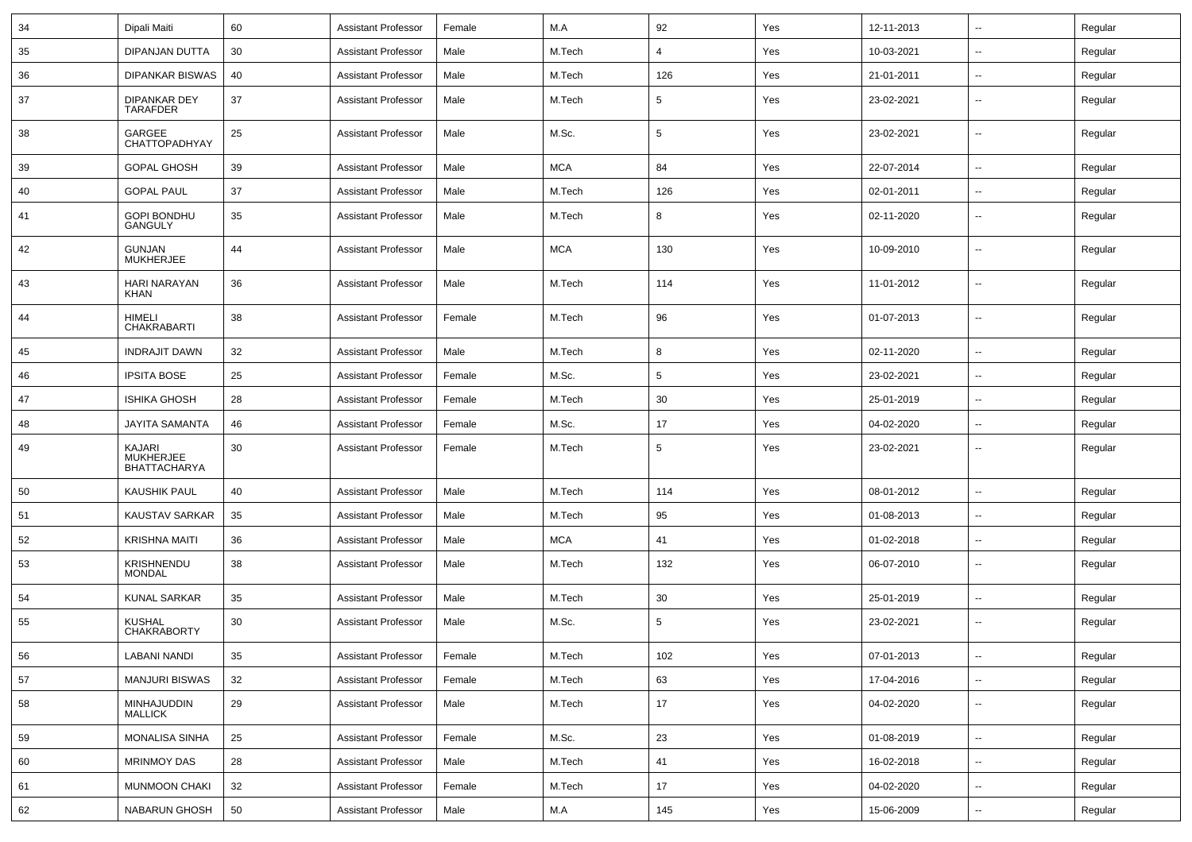| 34 | Dipali Maiti | 60 | Assistant Professor | Female | M.A | 92 | Yes | 12-11-2013 | -- | Regular |
|---|---|---|---|---|---|---|---|---|---|---|
| 35 | DIPANJAN DUTTA | 30 | Assistant Professor | Male | M.Tech | 4 | Yes | 10-03-2021 | -- | Regular |
| 36 | DIPANKAR BISWAS | 40 | Assistant Professor | Male | M.Tech | 126 | Yes | 21-01-2011 | -- | Regular |
| 37 | DIPANKAR DEY TARAFDER | 37 | Assistant Professor | Male | M.Tech | 5 | Yes | 23-02-2021 | -- | Regular |
| 38 | GARGEE CHATTOPADHYAY | 25 | Assistant Professor | Male | M.Sc. | 5 | Yes | 23-02-2021 | -- | Regular |
| 39 | GOPAL GHOSH | 39 | Assistant Professor | Male | MCA | 84 | Yes | 22-07-2014 | -- | Regular |
| 40 | GOPAL PAUL | 37 | Assistant Professor | Male | M.Tech | 126 | Yes | 02-01-2011 | -- | Regular |
| 41 | GOPI BONDHU GANGULY | 35 | Assistant Professor | Male | M.Tech | 8 | Yes | 02-11-2020 | -- | Regular |
| 42 | GUNJAN MUKHERJEE | 44 | Assistant Professor | Male | MCA | 130 | Yes | 10-09-2010 | -- | Regular |
| 43 | HARI NARAYAN KHAN | 36 | Assistant Professor | Male | M.Tech | 114 | Yes | 11-01-2012 | -- | Regular |
| 44 | HIMELI CHAKRABARTI | 38 | Assistant Professor | Female | M.Tech | 96 | Yes | 01-07-2013 | -- | Regular |
| 45 | INDRAJIT DAWN | 32 | Assistant Professor | Male | M.Tech | 8 | Yes | 02-11-2020 | -- | Regular |
| 46 | IPSITA BOSE | 25 | Assistant Professor | Female | M.Sc. | 5 | Yes | 23-02-2021 | -- | Regular |
| 47 | ISHIKA GHOSH | 28 | Assistant Professor | Female | M.Tech | 30 | Yes | 25-01-2019 | -- | Regular |
| 48 | JAYITA SAMANTA | 46 | Assistant Professor | Female | M.Sc. | 17 | Yes | 04-02-2020 | -- | Regular |
| 49 | KAJARI MUKHERJEE BHATTACHARYA | 30 | Assistant Professor | Female | M.Tech | 5 | Yes | 23-02-2021 | -- | Regular |
| 50 | KAUSHIK PAUL | 40 | Assistant Professor | Male | M.Tech | 114 | Yes | 08-01-2012 | -- | Regular |
| 51 | KAUSTAV SARKAR | 35 | Assistant Professor | Male | M.Tech | 95 | Yes | 01-08-2013 | -- | Regular |
| 52 | KRISHNA MAITI | 36 | Assistant Professor | Male | MCA | 41 | Yes | 01-02-2018 | -- | Regular |
| 53 | KRISHNENDU MONDAL | 38 | Assistant Professor | Male | M.Tech | 132 | Yes | 06-07-2010 | -- | Regular |
| 54 | KUNAL SARKAR | 35 | Assistant Professor | Male | M.Tech | 30 | Yes | 25-01-2019 | -- | Regular |
| 55 | KUSHAL CHAKRABORTY | 30 | Assistant Professor | Male | M.Sc. | 5 | Yes | 23-02-2021 | -- | Regular |
| 56 | LABANI NANDI | 35 | Assistant Professor | Female | M.Tech | 102 | Yes | 07-01-2013 | -- | Regular |
| 57 | MANJURI BISWAS | 32 | Assistant Professor | Female | M.Tech | 63 | Yes | 17-04-2016 | -- | Regular |
| 58 | MINHAJUDDIN MALLICK | 29 | Assistant Professor | Male | M.Tech | 17 | Yes | 04-02-2020 | -- | Regular |
| 59 | MONALISA SINHA | 25 | Assistant Professor | Female | M.Sc. | 23 | Yes | 01-08-2019 | -- | Regular |
| 60 | MRINMOY DAS | 28 | Assistant Professor | Male | M.Tech | 41 | Yes | 16-02-2018 | -- | Regular |
| 61 | MUNMOON CHAKI | 32 | Assistant Professor | Female | M.Tech | 17 | Yes | 04-02-2020 | -- | Regular |
| 62 | NABARUN GHOSH | 50 | Assistant Professor | Male | M.A | 145 | Yes | 15-06-2009 | -- | Regular |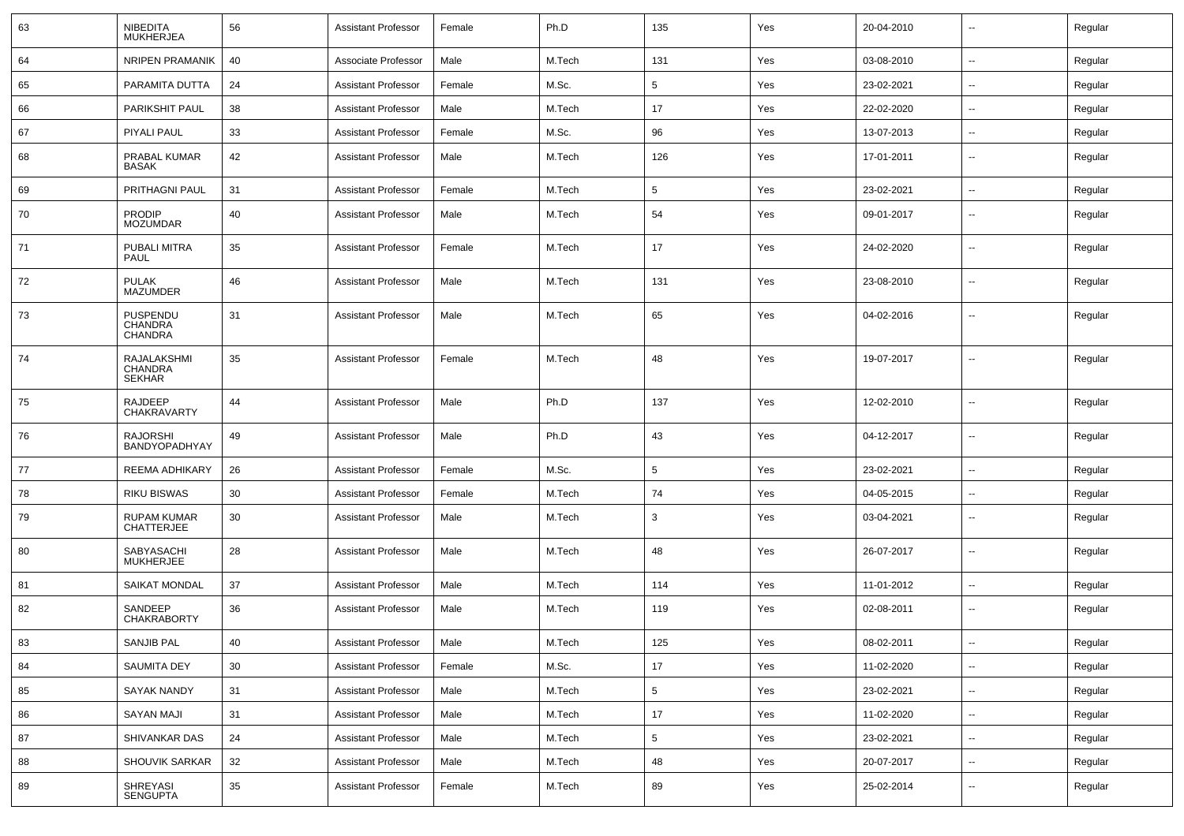| 63 | NIBEDITA MUKHERJEA | 56 | Assistant Professor | Female | Ph.D | 135 | Yes | 20-04-2010 | -- | Regular |
|---|---|---|---|---|---|---|---|---|---|---|
| 64 | NRIPEN PRAMANIK | 40 | Associate Professor | Male | M.Tech | 131 | Yes | 03-08-2010 | -- | Regular |
| 65 | PARAMITA DUTTA | 24 | Assistant Professor | Female | M.Sc. | 5 | Yes | 23-02-2021 | -- | Regular |
| 66 | PARIKSHIT PAUL | 38 | Assistant Professor | Male | M.Tech | 17 | Yes | 22-02-2020 | -- | Regular |
| 67 | PIYALI PAUL | 33 | Assistant Professor | Female | M.Sc. | 96 | Yes | 13-07-2013 | -- | Regular |
| 68 | PRABAL KUMAR BASAK | 42 | Assistant Professor | Male | M.Tech | 126 | Yes | 17-01-2011 | -- | Regular |
| 69 | PRITHAGNI PAUL | 31 | Assistant Professor | Female | M.Tech | 5 | Yes | 23-02-2021 | -- | Regular |
| 70 | PRODIP MOZUMDAR | 40 | Assistant Professor | Male | M.Tech | 54 | Yes | 09-01-2017 | -- | Regular |
| 71 | PUBALI MITRA PAUL | 35 | Assistant Professor | Female | M.Tech | 17 | Yes | 24-02-2020 | -- | Regular |
| 72 | PULAK MAZUMDER | 46 | Assistant Professor | Male | M.Tech | 131 | Yes | 23-08-2010 | -- | Regular |
| 73 | PUSPENDU CHANDRA CHANDRA | 31 | Assistant Professor | Male | M.Tech | 65 | Yes | 04-02-2016 | -- | Regular |
| 74 | RAJALAKSHMI CHANDRA SEKHAR | 35 | Assistant Professor | Female | M.Tech | 48 | Yes | 19-07-2017 | -- | Regular |
| 75 | RAJDEEP CHAKRAVARTY | 44 | Assistant Professor | Male | Ph.D | 137 | Yes | 12-02-2010 | -- | Regular |
| 76 | RAJORSHI BANDYOPADHYAY | 49 | Assistant Professor | Male | Ph.D | 43 | Yes | 04-12-2017 | -- | Regular |
| 77 | REEMA ADHIKARY | 26 | Assistant Professor | Female | M.Sc. | 5 | Yes | 23-02-2021 | -- | Regular |
| 78 | RIKU BISWAS | 30 | Assistant Professor | Female | M.Tech | 74 | Yes | 04-05-2015 | -- | Regular |
| 79 | RUPAM KUMAR CHATTERJEE | 30 | Assistant Professor | Male | M.Tech | 3 | Yes | 03-04-2021 | -- | Regular |
| 80 | SABYASACHI MUKHERJEE | 28 | Assistant Professor | Male | M.Tech | 48 | Yes | 26-07-2017 | -- | Regular |
| 81 | SAIKAT MONDAL | 37 | Assistant Professor | Male | M.Tech | 114 | Yes | 11-01-2012 | -- | Regular |
| 82 | SANDEEP CHAKRABORTY | 36 | Assistant Professor | Male | M.Tech | 119 | Yes | 02-08-2011 | -- | Regular |
| 83 | SANJIB PAL | 40 | Assistant Professor | Male | M.Tech | 125 | Yes | 08-02-2011 | -- | Regular |
| 84 | SAUMITA DEY | 30 | Assistant Professor | Female | M.Sc. | 17 | Yes | 11-02-2020 | -- | Regular |
| 85 | SAYAK NANDY | 31 | Assistant Professor | Male | M.Tech | 5 | Yes | 23-02-2021 | -- | Regular |
| 86 | SAYAN MAJI | 31 | Assistant Professor | Male | M.Tech | 17 | Yes | 11-02-2020 | -- | Regular |
| 87 | SHIVANKAR DAS | 24 | Assistant Professor | Male | M.Tech | 5 | Yes | 23-02-2021 | -- | Regular |
| 88 | SHOUVIK SARKAR | 32 | Assistant Professor | Male | M.Tech | 48 | Yes | 20-07-2017 | -- | Regular |
| 89 | SHREYASI SENGUPTA | 35 | Assistant Professor | Female | M.Tech | 89 | Yes | 25-02-2014 | -- | Regular |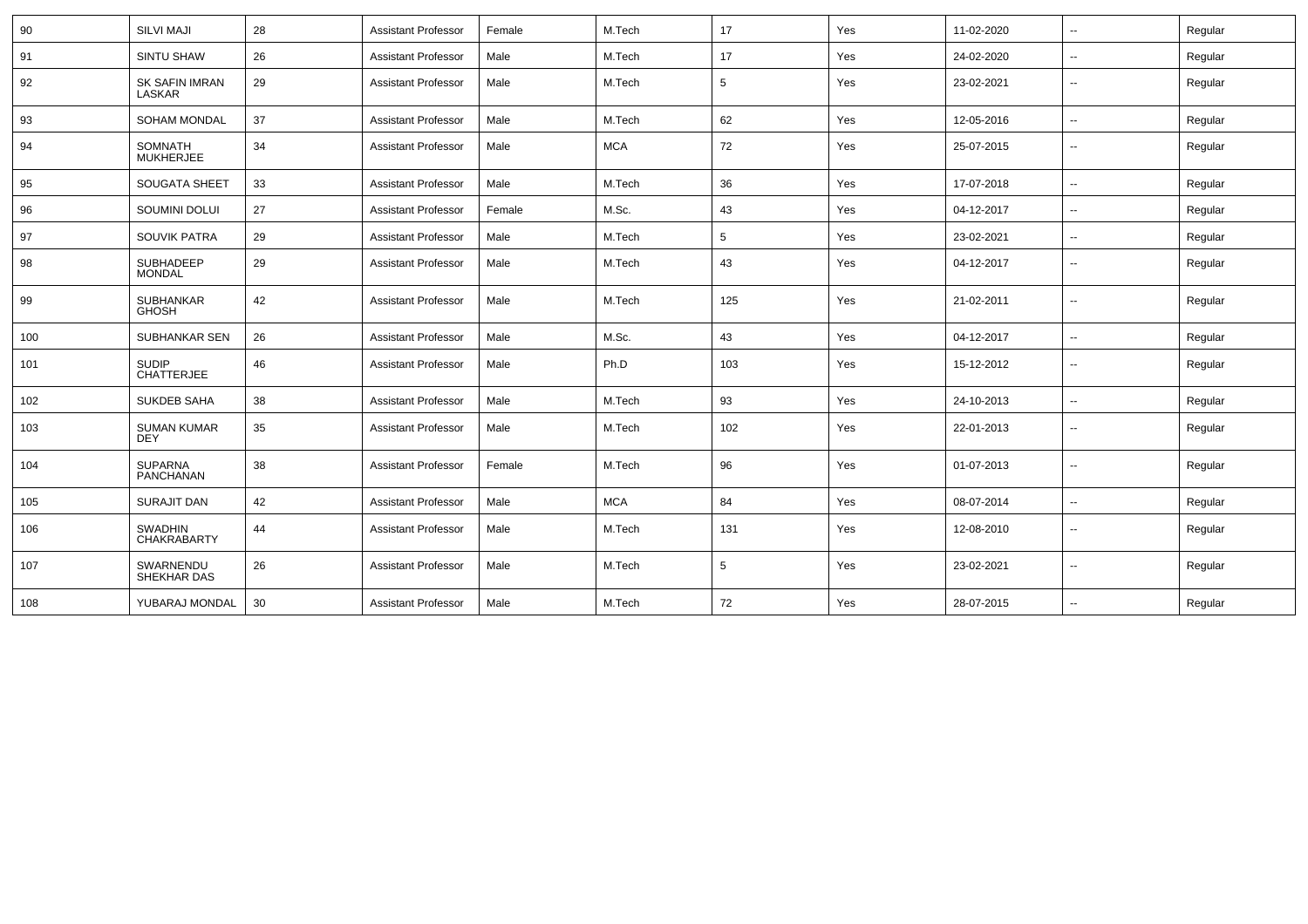| | | | | | | | | | | |
|---|---|---|---|---|---|---|---|---|---|---|
| 90 | SILVI MAJI | 28 | Assistant Professor | Female | M.Tech | 17 | Yes | 11-02-2020 | -- | Regular |
| 91 | SINTU SHAW | 26 | Assistant Professor | Male | M.Tech | 17 | Yes | 24-02-2020 | -- | Regular |
| 92 | SK SAFIN IMRAN LASKAR | 29 | Assistant Professor | Male | M.Tech | 5 | Yes | 23-02-2021 | -- | Regular |
| 93 | SOHAM MONDAL | 37 | Assistant Professor | Male | M.Tech | 62 | Yes | 12-05-2016 | -- | Regular |
| 94 | SOMNATH MUKHERJEE | 34 | Assistant Professor | Male | MCA | 72 | Yes | 25-07-2015 | -- | Regular |
| 95 | SOUGATA SHEET | 33 | Assistant Professor | Male | M.Tech | 36 | Yes | 17-07-2018 | -- | Regular |
| 96 | SOUMINI DOLUI | 27 | Assistant Professor | Female | M.Sc. | 43 | Yes | 04-12-2017 | -- | Regular |
| 97 | SOUVIK PATRA | 29 | Assistant Professor | Male | M.Tech | 5 | Yes | 23-02-2021 | -- | Regular |
| 98 | SUBHADEEP MONDAL | 29 | Assistant Professor | Male | M.Tech | 43 | Yes | 04-12-2017 | -- | Regular |
| 99 | SUBHANKAR GHOSH | 42 | Assistant Professor | Male | M.Tech | 125 | Yes | 21-02-2011 | -- | Regular |
| 100 | SUBHANKAR SEN | 26 | Assistant Professor | Male | M.Sc. | 43 | Yes | 04-12-2017 | -- | Regular |
| 101 | SUDIP CHATTERJEE | 46 | Assistant Professor | Male | Ph.D | 103 | Yes | 15-12-2012 | -- | Regular |
| 102 | SUKDEB SAHA | 38 | Assistant Professor | Male | M.Tech | 93 | Yes | 24-10-2013 | -- | Regular |
| 103 | SUMAN KUMAR DEY | 35 | Assistant Professor | Male | M.Tech | 102 | Yes | 22-01-2013 | -- | Regular |
| 104 | SUPARNA PANCHANAN | 38 | Assistant Professor | Female | M.Tech | 96 | Yes | 01-07-2013 | -- | Regular |
| 105 | SURAJIT DAN | 42 | Assistant Professor | Male | MCA | 84 | Yes | 08-07-2014 | -- | Regular |
| 106 | SWADHIN CHAKRABARTY | 44 | Assistant Professor | Male | M.Tech | 131 | Yes | 12-08-2010 | -- | Regular |
| 107 | SWARNENDU SHEKHAR DAS | 26 | Assistant Professor | Male | M.Tech | 5 | Yes | 23-02-2021 | -- | Regular |
| 108 | YUBARAJ MONDAL | 30 | Assistant Professor | Male | M.Tech | 72 | Yes | 28-07-2015 | -- | Regular |